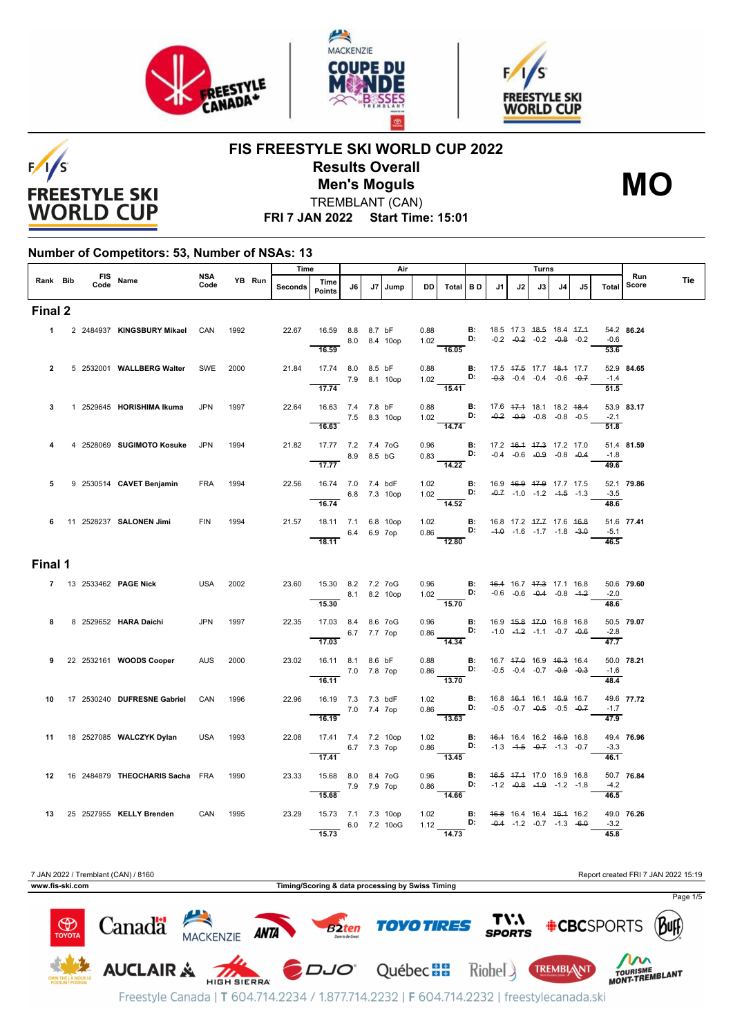# FIS FREESTYLE SKI WORLD CUP 2022

## Results Overall

## Men's Moguls

TREMBLANT (CAN)

**FRI 7 JAN 2022 Start Time: 15:01**

**MO**

### Number of Competitors: 53, Number of NSAs: 13

| Rank | Bib | FIS Code | Name | NSA Code | YB | Run | Time Seconds | Time Points | J6 | J7 | Jump | DD | Air Total | B D | J1 | J2 | J3 | J4 | J5 | Turns Total | Run Score | Tie |
|---|---|---|---|---|---|---|---|---|---|---|---|---|---|---|---|---|---|---|---|---|---|---|
| **Final 2** | | | | | | | | | | | | | | | | | | | | | | |
| 1 | 2 | 2484937 | **KINGSBURY Mikael** | CAN | 1992 | | 22.67 | 16.59 | 8.8 | 8.7 | bF | 0.88 | | B: | 18.5 | 17.3 | ~~18.5~~ | 18.4 | ~~17.1~~ | 54.2 | **86.24** | |
| | | | | | | | | | 8.0 | 8.4 | 10op | 1.02 | | D: | -0.2 | ~~-0.2~~ | -0.2 | ~~-0.8~~ | -0.2 | -0.6 | | |
| | | | | | | | | 16.59 | | | | | 16.05 | | | | | | | 53.6 | | |
| 2 | 5 | 2532001 | **WALLBERG Walter** | SWE | 2000 | | 21.84 | 17.74 | 8.0 | 8.5 | bF | 0.88 | | B: | 17.5 | ~~17.5~~ | 17.7 | ~~18.1~~ | 17.7 | 52.9 | **84.65** | |
| | | | | | | | | | 7.9 | 8.1 | 10op | 1.02 | | D: | ~~-0.3~~ | -0.4 | -0.4 | -0.6 | ~~-0.7~~ | -1.4 | | |
| | | | | | | | | 17.74 | | | | | 15.41 | | | | | | | 51.5 | | |
| 3 | 1 | 2529645 | **HORISHIMA Ikuma** | JPN | 1997 | | 22.64 | 16.63 | 7.4 | 7.8 | bF | 0.88 | | B: | 17.6 | ~~17.1~~ | 18.1 | 18.2 | ~~18.4~~ | 53.9 | **83.17** | |
| | | | | | | | | | 7.5 | 8.3 | 10op | 1.02 | | D: | ~~-0.2~~ | ~~-0.9~~ | -0.8 | -0.8 | -0.5 | -2.1 | | |
| | | | | | | | | 16.63 | | | | | 14.74 | | | | | | | 51.8 | | |
| 4 | 4 | 2528069 | **SUGIMOTO Kosuke** | JPN | 1994 | | 21.82 | 17.77 | 7.2 | 7.4 | 7oG | 0.96 | | B: | 17.2 | ~~16.1~~ | ~~17.3~~ | 17.2 | 17.0 | 51.4 | **81.59** | |
| | | | | | | | | | 8.9 | 8.5 | bG | 0.83 | | D: | -0.4 | -0.6 | ~~-0.9~~ | -0.8 | ~~-0.4~~ | -1.8 | | |
| | | | | | | | | 17.77 | | | | | 14.22 | | | | | | | 49.6 | | |
| 5 | 9 | 2530514 | **CAVET Benjamin** | FRA | 1994 | | 22.56 | 16.74 | 7.0 | 7.4 | bdF | 1.02 | | B: | 16.9 | ~~16.9~~ | ~~17.9~~ | 17.7 | 17.5 | 52.1 | **79.86** | |
| | | | | | | | | | 6.8 | 7.3 | 10op | 1.02 | | D: | ~~-0.7~~ | -1.0 | -1.2 | ~~-1.5~~ | -1.3 | -3.5 | | |
| | | | | | | | | 16.74 | | | | | 14.52 | | | | | | | 48.6 | | |
| 6 | 11 | 2528237 | **SALONEN Jimi** | FIN | 1994 | | 21.57 | 18.11 | 7.1 | 6.8 | 10op | 1.02 | | B: | 16.8 | 17.2 | ~~17.7~~ | 17.6 | ~~16.8~~ | 51.6 | **77.41** | |
| | | | | | | | | | 6.4 | 6.9 | 7op | 0.86 | | D: | ~~-1.0~~ | -1.6 | -1.7 | -1.8 | ~~-3.0~~ | -5.1 | | |
| | | | | | | | | 18.11 | | | | | 12.80 | | | | | | | 46.5 | | |
| **Final 1** | | | | | | | | | | | | | | | | | | | | | | |
| 7 | 13 | 2533462 | **PAGE Nick** | USA | 2002 | | 23.60 | 15.30 | 8.2 | 7.2 | 7oG | 0.96 | | B: | ~~16.4~~ | 16.7 | ~~17.3~~ | 17.1 | 16.8 | 50.6 | **79.60** | |
| | | | | | | | | | 8.1 | 8.2 | 10op | 1.02 | | D: | -0.6 | -0.6 | ~~-0.4~~ | -0.8 | ~~-1.2~~ | -2.0 | | |
| | | | | | | | | 15.30 | | | | | 15.70 | | | | | | | 48.6 | | |
| 8 | 8 | 2529652 | **HARA Daichi** | JPN | 1997 | | 22.35 | 17.03 | 8.4 | 8.6 | 7oG | 0.96 | | B: | 16.9 | ~~15.8~~ | ~~17.0~~ | 16.8 | 16.8 | 50.5 | **79.07** | |
| | | | | | | | | | 6.7 | 7.7 | 7op | 0.86 | | D: | -1.0 | ~~-1.2~~ | -1.1 | -0.7 | ~~-0.6~~ | -2.8 | | |
| | | | | | | | | 17.03 | | | | | 14.34 | | | | | | | 47.7 | | |
| 9 | 22 | 2532161 | **WOODS Cooper** | AUS | 2000 | | 23.02 | 16.11 | 8.1 | 8.6 | bF | 0.88 | | B: | 16.7 | ~~17.0~~ | 16.9 | ~~16.3~~ | 16.4 | 50.0 | **78.21** | |
| | | | | | | | | | 7.0 | 7.8 | 7op | 0.86 | | D: | -0.5 | -0.4 | -0.7 | ~~-0.9~~ | ~~-0.3~~ | -1.6 | | |
| | | | | | | | | 16.11 | | | | | 13.70 | | | | | | | 48.4 | | |
| 10 | 17 | 2530240 | **DUFRESNE Gabriel** | CAN | 1996 | | 22.96 | 16.19 | 7.3 | 7.3 | bdF | 1.02 | | B: | 16.8 | ~~16.1~~ | 16.1 | ~~16.9~~ | 16.7 | 49.6 | **77.72** | |
| | | | | | | | | | 7.0 | 7.4 | 7op | 0.86 | | D: | -0.5 | -0.7 | ~~-0.5~~ | -0.5 | ~~-0.7~~ | -1.7 | | |
| | | | | | | | | 16.19 | | | | | 13.63 | | | | | | | 47.9 | | |
| 11 | 18 | 2527085 | **WALCZYK Dylan** | USA | 1993 | | 22.08 | 17.41 | 7.4 | 7.2 | 10op | 1.02 | | B: | ~~16.1~~ | 16.4 | 16.2 | ~~16.9~~ | 16.8 | 49.4 | **76.96** | |
| | | | | | | | | | 6.7 | 7.3 | 7op | 0.86 | | D: | -1.3 | ~~-1.5~~ | ~~-0.7~~ | -1.3 | -0.7 | -3.3 | | |
| | | | | | | | | 17.41 | | | | | 13.45 | | | | | | | 46.1 | | |
| 12 | 16 | 2484879 | **THEOCHARIS Sacha** | FRA | 1990 | | 23.33 | 15.68 | 8.0 | 8.4 | 7oG | 0.96 | | B: | ~~16.5~~ | ~~17.1~~ | 17.0 | 16.9 | 16.8 | 50.7 | **76.84** | |
| | | | | | | | | | 7.9 | 7.9 | 7op | 0.86 | | D: | -1.2 | ~~-0.8~~ | ~~-1.9~~ | -1.2 | -1.8 | -4.2 | | |
| | | | | | | | | 15.68 | | | | | 14.66 | | | | | | | 46.5 | | |
| 13 | 25 | 2527955 | **KELLY Brenden** | CAN | 1995 | | 23.29 | 15.73 | 7.1 | 7.3 | 10op | 1.02 | | B: | ~~16.8~~ | 16.4 | 16.4 | ~~16.1~~ | 16.2 | 49.0 | **76.26** | |
| | | | | | | | | | 6.0 | 7.2 | 10oG | 1.12 | | D: | ~~-0.4~~ | -1.2 | -0.7 | -1.3 | ~~-6.0~~ | -3.2 | | |
| | | | | | | | | 15.73 | | | | | 14.73 | | | | | | | 45.8 | | |

7 JAN 2022 / Tremblant (CAN) / 8160 — Report created FRI 7 JAN 2022 15:19

www.fis-ski.com — Timing/Scoring & data processing by Swiss Timing

Freestyle Canada | T 604.714.2234 / 1.877.714.2232 | F 604.714.2232 | freestylecanada.ski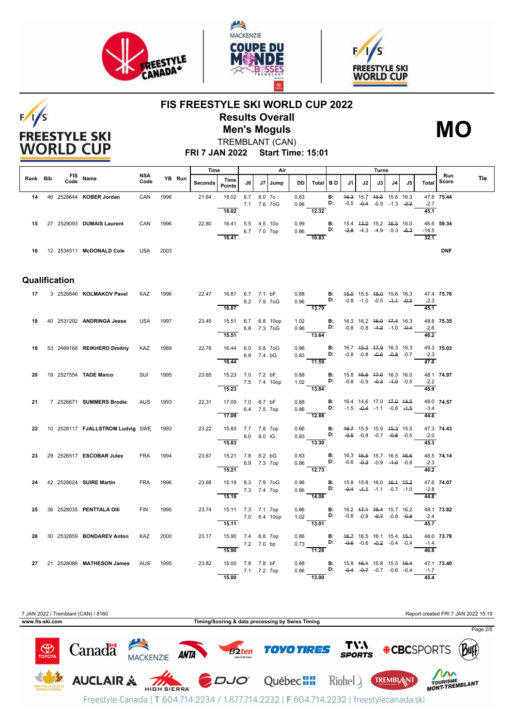# FIS FREESTYLE SKI WORLD CUP 2022

## Results Overall

## Men's Moguls

TREMBLANT (CAN)

**FRI 7 JAN 2022 Start Time: 15:01**

**MO**

| Rank | Bib | FIS Code | Name | NSA Code | YB | Run | Seconds | Time Points | J6 | J7 | Jump | DD | Total | B D | J1 | J2 | J3 | J4 | J5 | Total | Run Score | Tie |
|---|---|---|---|---|---|---|---|---|---|---|---|---|---|---|---|---|---|---|---|---|---|---|
| 14 | 46 | 2528644 | KOBER Jordan | CAN | 1996 | | 21.64 | 18.02 | 6.7 | 6.0 | 7o | 0.83 | | B: | 16.3 | 15.7 | 15.5 | 15.8 | 16.3 | 47.8 | 75.44 | |
| | | | | | | | | | 7.1 | 7.6 | 7oG | 0.96 | | D: | -0.5 | -0.4 | -0.9 | -1.3 | -2.2 | -2.7 | | |
| | | | | | | | | 18.02 | | | | | 12.32 | | | | | | | 45.1 | | |
| 15 | 27 | 2529093 | DUMAIS Laurent | CAN | 1996 | | 22.80 | 16.41 | 5.5 | 4.5 | 10o | 0.99 | | B: | 15.4 | 13.0 | 15.2 | 16.5 | 16.0 | 46.6 | 59.34 | |
| | | | | | | | | | 6.7 | 7.0 | 7op | 0.86 | | D: | -2.8 | -4.3 | -4.9 | -5.3 | -6.3 | -14.5 | | |
| | | | | | | | | 16.41 | | | | | 10.83 | | | | | | | 32.1 | | |
| 16 | 12 | 2534511 | McDONALD Cole | USA | 2003 | | | | | | | | | | | | | | | | DNF | |

## Qualification

| Rank | Bib | FIS Code | Name | NSA Code | YB | Run | Seconds | Time Points | J6 | J7 | Jump | DD | Total | B D | J1 | J2 | J3 | J4 | J5 | Total | Run Score | Tie |
|---|---|---|---|---|---|---|---|---|---|---|---|---|---|---|---|---|---|---|---|---|---|---|
| 17 | 3 | 2528846 | KOLMAKOV Pavel | KAZ | 1996 | | 22.47 | 16.87 | 6.7 | 7.1 | bF | 0.88 | | B: | 15.0 | 15.5 | 18.0 | 15.6 | 16.3 | 47.4 | 75.76 | |
| | | | | | | | | | 8.2 | 7.9 | 7oG | 0.96 | | D: | -0.8 | -1.0 | -0.5 | -1.1 | -0.5 | -2.3 | | |
| | | | | | | | | 16.87 | | | | | 13.79 | | | | | | | 45.1 | | |
| 18 | 40 | 2531292 | ANDRINGA Jesse | USA | 1997 | | 23.45 | 15.51 | 6.7 | 6.8 | 10op | 1.02 | | B: | 16.3 | 16.2 | 16.0 | 17.4 | 16.3 | 48.8 | 75.35 | |
| | | | | | | | | | 6.8 | 7.3 | 7oG | 0.96 | | D: | -0.8 | -0.8 | -1.2 | -1.0 | -0.4 | -2.6 | | |
| | | | | | | | | 15.51 | | | | | 13.64 | | | | | | | 46.2 | | |
| 19 | 53 | 2469168 | REIKHERD Dmitriy | KAZ | 1989 | | 22.78 | 16.44 | 6.0 | 5.8 | 7oG | 0.96 | | B: | 16.7 | 15.3 | 17.9 | 16.3 | 16.3 | 49.3 | 75.03 | |
| | | | | | | | | | 6.9 | 7.4 | bG | 0.83 | | D: | -0.8 | -0.8 | -0.6 | -0.8 | -0.7 | -2.3 | | |
| | | | | | | | | 16.44 | | | | | 11.59 | | | | | | | 47.0 | | |
| 20 | 19 | 2527554 | TADE Marco | SUI | 1995 | | 23.65 | 15.23 | 7.0 | 7.2 | bF | 0.88 | | B: | 15.8 | 15.6 | 17.0 | 16.3 | 16.0 | 48.1 | 74.97 | |
| | | | | | | | | | 7.5 | 7.4 | 10op | 1.02 | | D: | -0.8 | -0.9 | -0.3 | -1.0 | -0.5 | -2.2 | | |
| | | | | | | | | 15.23 | | | | | 13.84 | | | | | | | 45.9 | | |
| 21 | 7 | 2526671 | SUMMERS Brodie | AUS | 1993 | | 22.31 | 17.09 | 7.0 | 8.7 | bF | 0.88 | | B: | 16.4 | 14.6 | 17.0 | 17.0 | 14.5 | 48.0 | 74.57 | |
| | | | | | | | | | 6.4 | 7.5 | 7op | 0.86 | | D: | -1.5 | -0.4 | -1.1 | -0.8 | -1.5 | -3.4 | | |
| | | | | | | | | 17.09 | | | | | 12.88 | | | | | | | 44.6 | | |
| 22 | 10 | 2528117 | FJALLSTROM Ludvig | SWE | 1993 | | 23.22 | 15.83 | 7.7 | 7.8 | 7op | 0.86 | | B: | 16.7 | 15.9 | 15.9 | 15.3 | 15.5 | 47.3 | 74.43 | |
| | | | | | | | | | 8.0 | 8.0 | lG | 0.83 | | D: | -0.5 | -0.8 | -0.7 | -0.8 | -0.5 | -2.0 | | |
| | | | | | | | | 15.83 | | | | | 13.30 | | | | | | | 45.3 | | |
| 23 | 29 | 2526517 | ESCOBAR Jules | FRA | 1994 | | 23.67 | 15.21 | 7.8 | 8.2 | bG | 0.83 | | B: | 16.3 | 15.5 | 15.7 | 16.5 | 16.6 | 48.5 | 74.14 | |
| | | | | | | | | | 6.9 | 7.3 | 7op | 0.86 | | D: | -0.6 | -0.3 | -0.9 | -1.0 | -0.8 | -2.3 | | |
| | | | | | | | | 15.21 | | | | | 12.73 | | | | | | | 46.2 | | |
| 24 | 42 | 2528624 | SUIRE Martin | FRA | 1996 | | 23.68 | 15.19 | 8.3 | 7.9 | 7oG | 0.96 | | B: | 15.8 | 15.8 | 16.0 | 16.1 | 15.2 | 47.6 | 74.07 | |
| | | | | | | | | | 7.3 | 7.4 | 7op | 0.86 | | D: | -0.4 | -1.1 | -1.1 | -0.7 | -1.0 | -2.8 | | |
| | | | | | | | | 15.19 | | | | | 14.08 | | | | | | | 44.8 | | |
| 25 | 36 | 2528035 | PENTTALA Olli | FIN | 1995 | | 23.74 | 15.11 | 7.3 | 7.1 | 7op | 0.86 | | B: | 16.2 | 17.1 | 15.4 | 15.7 | 16.2 | 48.1 | 73.82 | |
| | | | | | | | | | 7.0 | 6.4 | 10op | 1.02 | | D: | -0.8 | -0.8 | -0.7 | -0.8 | -0.8 | -2.4 | | |
| | | | | | | | | 15.11 | | | | | 13.01 | | | | | | | 45.7 | | |
| 26 | 30 | 2532859 | BONDAREV Anton | KAZ | 2000 | | 23.17 | 15.90 | 7.4 | 6.8 | 7op | 0.86 | | B: | 16.7 | 16.5 | 16.1 | 15.4 | 15.1 | 48.0 | 73.78 | |
| | | | | | | | | | 7.2 | 7.0 | bp | 0.73 | | D: | -0.6 | -0.6 | -0.2 | -0.4 | -0.4 | -1.4 | | |
| | | | | | | | | 15.90 | | | | | 11.28 | | | | | | | 46.6 | | |
| 27 | 21 | 2528086 | MATHESON James | AUS | 1995 | | 23.82 | 15.00 | 7.8 | 7.8 | bF | 0.88 | | B: | 15.8 | 16.1 | 15.8 | 15.5 | 15.4 | 47.1 | 73.40 | |
| | | | | | | | | | 7.1 | 7.2 | 7op | 0.86 | | D: | -0.4 | -0.7 | -0.7 | -0.6 | -0.4 | -1.7 | | |
| | | | | | | | | 15.00 | | | | | 13.00 | | | | | | | 45.4 | | |

7 JAN 2022 / Tremblant (CAN) / 8160 — Report created FRI 7 JAN 2022 15:19

www.fis-ski.com — Timing/Scoring & data processing by Swiss Timing

Freestyle Canada | T 604.714.2234 / 1.877.714.2232 | F 604.714.2232 | freestylecanada.ski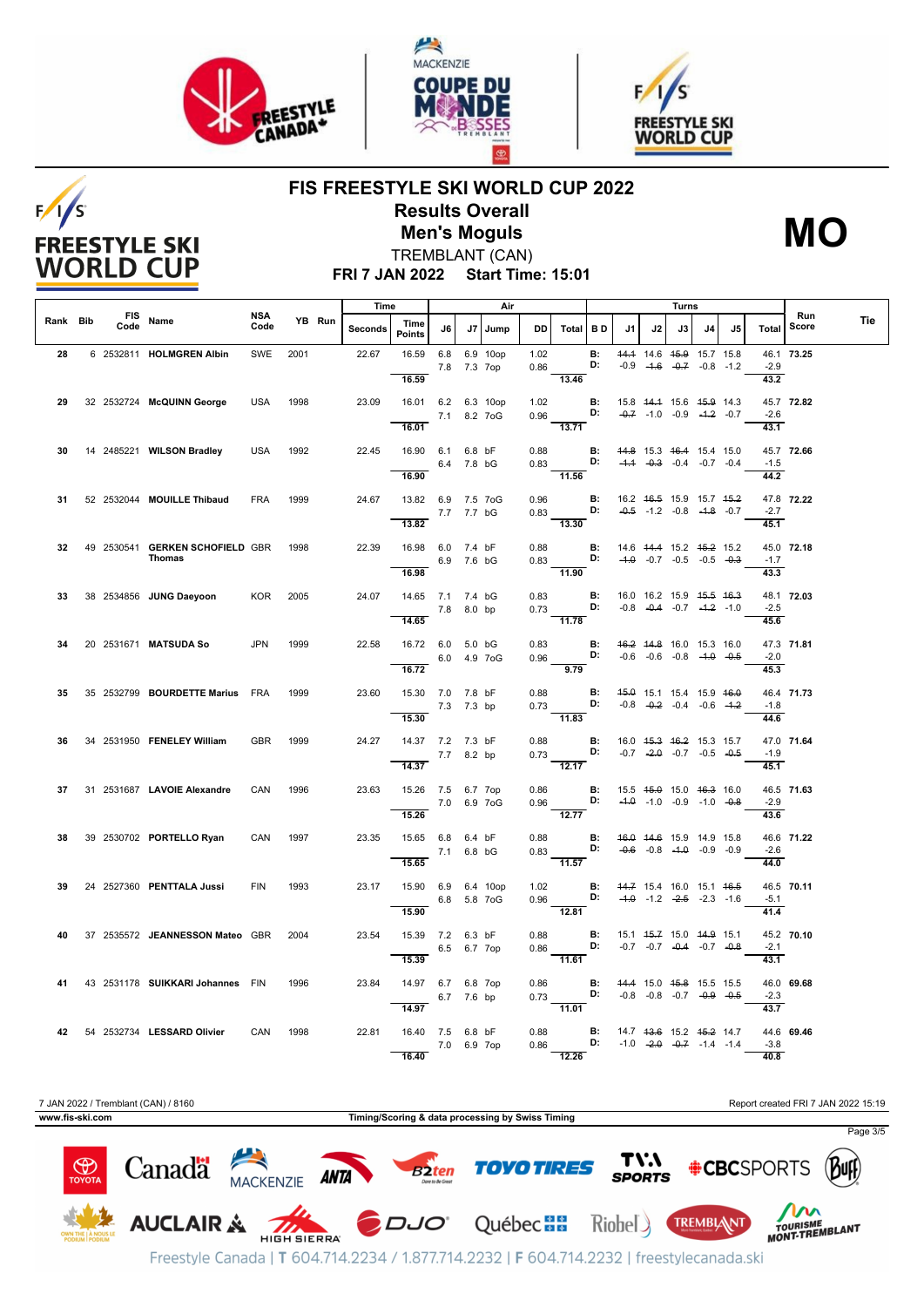# FIS FREESTYLE SKI WORLD CUP 2022

## Results Overall

## Men's Moguls

**MO**

TREMBLANT (CAN)

**FRI 7 JAN 2022 Start Time: 15:01**

| Rank | Bib | FIS Code | Name | NSA Code | YB | Run | Time Seconds | Time Points | J6 | J7 | Air Jump | DD | Air Total | B D | J1 | J2 | J3 | J4 | J5 | Turns Total | Run Score | Tie |
|---|---|---|---|---|---|---|---|---|---|---|---|---|---|---|---|---|---|---|---|---|---|---|
| 28 | 6 | 2532811 | HOLMGREN Albin | SWE | 2001 | | 22.67 | 16.59 | 6.8 | 6.9 | 10op | 1.02 | | B: | ~~14.1~~ | 14.6 | ~~15.9~~ | 15.7 | 15.8 | 46.1 | **73.25** | |
| | | | | | | | | | 7.8 | 7.3 | 7op | 0.86 | | D: | -0.9 | ~~-1.6~~ | ~~-0.7~~ | -0.8 | -1.2 | -2.9 | | |
| | | | | | | | | 16.59 | | | | | 13.46 | | | | | | | 43.2 | | |
| 29 | 32 | 2532724 | McQUINN George | USA | 1998 | | 23.09 | 16.01 | 6.2 | 6.3 | 10op | 1.02 | | B: | 15.8 | ~~14.1~~ | 15.6 | ~~15.9~~ | 14.3 | 45.7 | **72.82** | |
| | | | | | | | | | 7.1 | 8.2 | 7oG | 0.96 | | D: | ~~-0.7~~ | -1.0 | -0.9 | ~~-1.2~~ | -0.7 | -2.6 | | |
| | | | | | | | | 16.01 | | | | | 13.71 | | | | | | | 43.1 | | |
| 30 | 14 | 2485221 | WILSON Bradley | USA | 1992 | | 22.45 | 16.90 | 6.1 | 6.8 | bF | 0.88 | | B: | ~~14.8~~ | 15.3 | ~~16.4~~ | 15.4 | 15.0 | 45.7 | **72.66** | |
| | | | | | | | | | 6.4 | 7.8 | bG | 0.83 | | D: | ~~-1.1~~ | ~~-0.3~~ | -0.4 | -0.7 | -0.4 | -1.5 | | |
| | | | | | | | | 16.90 | | | | | 11.56 | | | | | | | 44.2 | | |
| 31 | 52 | 2532044 | MOUILLE Thibaud | FRA | 1999 | | 24.67 | 13.82 | 6.9 | 7.5 | 7oG | 0.96 | | B: | 16.2 | ~~16.5~~ | 15.9 | 15.7 | ~~15.2~~ | 47.8 | **72.22** | |
| | | | | | | | | | 7.7 | 7.7 | bG | 0.83 | | D: | ~~-0.5~~ | -1.2 | -0.8 | ~~-1.8~~ | -0.7 | -2.7 | | |
| | | | | | | | | 13.82 | | | | | 13.30 | | | | | | | 45.1 | | |
| 32 | 49 | 2530541 | GERKEN SCHOFIELD Thomas | GBR | 1998 | | 22.39 | 16.98 | 6.0 | 7.4 | bF | 0.88 | | B: | 14.6 | ~~14.4~~ | 15.2 | ~~15.2~~ | 15.2 | 45.0 | **72.18** | |
| | | | | | | | | | 6.9 | 7.6 | bG | 0.83 | | D: | ~~-1.0~~ | -0.7 | -0.5 | -0.5 | ~~-0.3~~ | -1.7 | | |
| | | | | | | | | 16.98 | | | | | 11.90 | | | | | | | 43.3 | | |
| 33 | 38 | 2534856 | JUNG Daeyoon | KOR | 2005 | | 24.07 | 14.65 | 7.1 | 7.4 | bG | 0.83 | | B: | 16.0 | 16.2 | 15.9 | ~~15.5~~ | ~~16.3~~ | 48.1 | **72.03** | |
| | | | | | | | | | 7.8 | 8.0 | bp | 0.73 | | D: | -0.8 | ~~-0.4~~ | -0.7 | ~~-1.2~~ | -1.0 | -2.5 | | |
| | | | | | | | | 14.65 | | | | | 11.78 | | | | | | | 45.6 | | |
| 34 | 20 | 2531671 | MATSUDA So | JPN | 1999 | | 22.58 | 16.72 | 6.0 | 5.0 | bG | 0.83 | | B: | ~~16.2~~ | ~~14.8~~ | 16.0 | 15.3 | 16.0 | 47.3 | **71.81** | |
| | | | | | | | | | 6.0 | 4.9 | 7oG | 0.96 | | D: | -0.6 | -0.6 | -0.8 | ~~-1.0~~ | ~~-0.5~~ | -2.0 | | |
| | | | | | | | | 16.72 | | | | | 9.79 | | | | | | | 45.3 | | |
| 35 | 35 | 2532799 | BOURDETTE Marius | FRA | 1999 | | 23.60 | 15.30 | 7.0 | 7.8 | bF | 0.88 | | B: | ~~15.0~~ | 15.1 | 15.4 | 15.9 | ~~16.0~~ | 46.4 | **71.73** | |
| | | | | | | | | | 7.3 | 7.3 | bp | 0.73 | | D: | -0.8 | ~~-0.2~~ | -0.4 | -0.6 | ~~-1.2~~ | -1.8 | | |
| | | | | | | | | 15.30 | | | | | 11.83 | | | | | | | 44.6 | | |
| 36 | 34 | 2531950 | FENELEY William | GBR | 1999 | | 24.27 | 14.37 | 7.2 | 7.3 | bF | 0.88 | | B: | 16.0 | ~~15.3~~ | ~~16.2~~ | 15.3 | 15.7 | 47.0 | **71.64** | |
| | | | | | | | | | 7.7 | 8.2 | bp | 0.73 | | D: | -0.7 | ~~-2.0~~ | -0.7 | -0.5 | ~~-0.5~~ | -1.9 | | |
| | | | | | | | | 14.37 | | | | | 12.17 | | | | | | | 45.1 | | |
| 37 | 31 | 2531687 | LAVOIE Alexandre | CAN | 1996 | | 23.63 | 15.26 | 7.5 | 6.7 | 7op | 0.86 | | B: | 15.5 | ~~15.0~~ | 15.0 | ~~16.3~~ | 16.0 | 46.5 | **71.63** | |
| | | | | | | | | | 7.0 | 6.9 | 7oG | 0.96 | | D: | ~~-1.0~~ | -1.0 | -0.9 | -1.0 | ~~-0.8~~ | -2.9 | | |
| | | | | | | | | 15.26 | | | | | 12.77 | | | | | | | 43.6 | | |
| 38 | 39 | 2530702 | PORTELLO Ryan | CAN | 1997 | | 23.35 | 15.65 | 6.8 | 6.4 | bF | 0.88 | | B: | ~~16.0~~ | ~~14.6~~ | 15.9 | 14.9 | 15.8 | 46.6 | **71.22** | |
| | | | | | | | | | 7.1 | 6.8 | bG | 0.83 | | D: | ~~-0.6~~ | -0.8 | ~~-1.0~~ | -0.9 | -0.9 | -2.6 | | |
| | | | | | | | | 15.65 | | | | | 11.57 | | | | | | | 44.0 | | |
| 39 | 24 | 2527360 | PENTTALA Jussi | FIN | 1993 | | 23.17 | 15.90 | 6.9 | 6.4 | 10op | 1.02 | | B: | ~~14.7~~ | 15.4 | 16.0 | 15.1 | ~~16.5~~ | 46.5 | **70.11** | |
| | | | | | | | | | 6.8 | 5.8 | 7oG | 0.96 | | D: | ~~-1.0~~ | -1.2 | ~~-2.5~~ | -2.3 | -1.6 | -5.1 | | |
| | | | | | | | | 15.90 | | | | | 12.81 | | | | | | | 41.4 | | |
| 40 | 37 | 2535572 | JEANNESSON Mateo | GBR | 2004 | | 23.54 | 15.39 | 7.2 | 6.3 | bF | 0.88 | | B: | 15.1 | ~~15.7~~ | 15.0 | ~~14.9~~ | 15.1 | 45.2 | **70.10** | |
| | | | | | | | | | 6.5 | 6.7 | 7op | 0.86 | | D: | -0.7 | -0.7 | ~~-0.4~~ | -0.7 | ~~-0.8~~ | -2.1 | | |
| | | | | | | | | 15.39 | | | | | 11.61 | | | | | | | 43.1 | | |
| 41 | 43 | 2531178 | SUIKKARI Johannes | FIN | 1996 | | 23.84 | 14.97 | 6.7 | 6.8 | 7op | 0.86 | | B: | ~~14.4~~ | 15.0 | ~~15.8~~ | 15.5 | 15.5 | 46.0 | **69.68** | |
| | | | | | | | | | 6.7 | 7.6 | bp | 0.73 | | D: | -0.8 | -0.8 | -0.7 | ~~-0.9~~ | ~~-0.5~~ | -2.3 | | |
| | | | | | | | | 14.97 | | | | | 11.01 | | | | | | | 43.7 | | |
| 42 | 54 | 2532734 | LESSARD Olivier | CAN | 1998 | | 22.81 | 16.40 | 7.5 | 6.8 | bF | 0.88 | | B: | 14.7 | ~~13.6~~ | 15.2 | ~~15.2~~ | 14.7 | 44.6 | **69.46** | |
| | | | | | | | | | 7.0 | 6.9 | 7op | 0.86 | | D: | -1.0 | ~~-2.0~~ | ~~-0.7~~ | -1.4 | -1.4 | -3.8 | | |
| | | | | | | | | 16.40 | | | | | 12.26 | | | | | | | 40.8 | | |

7 JAN 2022 / Tremblant (CAN) / 8160

Report created FRI 7 JAN 2022 15:19

www.fis-ski.com

Timing/Scoring & data processing by Swiss Timing

Freestyle Canada | T 604.714.2234 / 1.877.714.2232 | F 604.714.2232 | freestylecanada.ski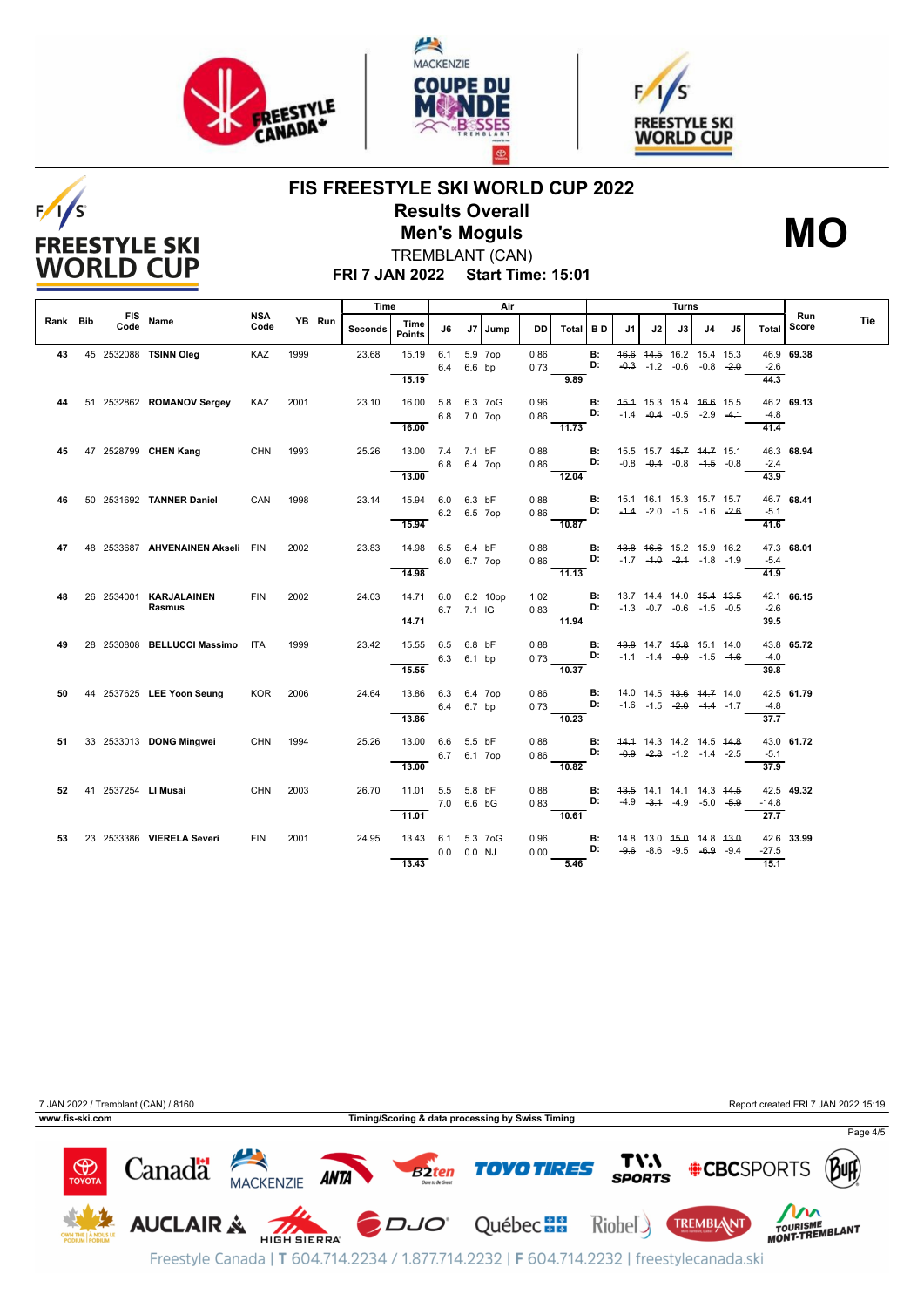# FIS FREESTYLE SKI WORLD CUP 2022

## Results Overall

## Men's Moguls

**MO**

TREMBLANT (CAN)

**FRI 7 JAN 2022 Start Time: 15:01**

| Rank | Bib | FIS Code | Name | NSA Code | YB | Run | Time Seconds | Time Points | J6 | J7 | Jump | DD | Air Total | B D | J1 | J2 | J3 | J4 | J5 | Turns Total | Run Score | Tie |
|---|---|---|---|---|---|---|---|---|---|---|---|---|---|---|---|---|---|---|---|---|---|---|
| 43 | 45 | 2532088 | TSINN Oleg | KAZ | 1999 | | 23.68 | 15.19 | 6.1 | 5.9 | 7op | 0.86 | | B: | ~~16.6~~ | ~~14.5~~ | 16.2 | 15.4 | 15.3 | 46.9 | 69.38 | |
| | | | | | | | | | 6.4 | 6.6 | bp | 0.73 | | D: | ~~-0.3~~ | -1.2 | -0.6 | -0.8 | ~~-2.0~~ | -2.6 | | |
| | | | | | | | | 15.19 | | | | | 9.89 | | | | | | | 44.3 | | |
| 44 | 51 | 2532862 | ROMANOV Sergey | KAZ | 2001 | | 23.10 | 16.00 | 5.8 | 6.3 | 7oG | 0.96 | | B: | ~~15.1~~ | 15.3 | 15.4 | ~~16.6~~ | 15.5 | 46.2 | 69.13 | |
| | | | | | | | | | 6.8 | 7.0 | 7op | 0.86 | | D: | -1.4 | ~~-0.4~~ | -0.5 | -2.9 | ~~-4.1~~ | -4.8 | | |
| | | | | | | | | 16.00 | | | | | 11.73 | | | | | | | 41.4 | | |
| 45 | 47 | 2528799 | CHEN Kang | CHN | 1993 | | 25.26 | 13.00 | 7.4 | 7.1 | bF | 0.88 | | B: | 15.5 | 15.7 | ~~15.7~~ | ~~14.7~~ | 15.1 | 46.3 | 68.94 | |
| | | | | | | | | | 6.8 | 6.4 | 7op | 0.86 | | D: | -0.8 | ~~-0.4~~ | -0.8 | ~~-1.5~~ | -0.8 | -2.4 | | |
| | | | | | | | | 13.00 | | | | | 12.04 | | | | | | | 43.9 | | |
| 46 | 50 | 2531692 | TANNER Daniel | CAN | 1998 | | 23.14 | 15.94 | 6.0 | 6.3 | bF | 0.88 | | B: | ~~15.1~~ | ~~16.1~~ | 15.3 | 15.7 | 15.7 | 46.7 | 68.41 | |
| | | | | | | | | | 6.2 | 6.5 | 7op | 0.86 | | D: | ~~-1.4~~ | -2.0 | -1.5 | -1.6 | ~~-2.6~~ | -5.1 | | |
| | | | | | | | | 15.94 | | | | | 10.87 | | | | | | | 41.6 | | |
| 47 | 48 | 2533687 | AHVENAINEN Akseli | FIN | 2002 | | 23.83 | 14.98 | 6.5 | 6.4 | bF | 0.88 | | B: | ~~13.8~~ | ~~16.6~~ | 15.2 | 15.9 | 16.2 | 47.3 | 68.01 | |
| | | | | | | | | | 6.0 | 6.7 | 7op | 0.86 | | D: | -1.7 | ~~-1.0~~ | ~~-2.1~~ | -1.8 | -1.9 | -5.4 | | |
| | | | | | | | | 14.98 | | | | | 11.13 | | | | | | | 41.9 | | |
| 48 | 26 | 2534001 | KARJALAINEN Rasmus | FIN | 2002 | | 24.03 | 14.71 | 6.0 | 6.2 | 10op | 1.02 | | B: | 13.7 | 14.4 | 14.0 | ~~15.4~~ | ~~13.5~~ | 42.1 | 66.15 | |
| | | | | | | | | | 6.7 | 7.1 | lG | 0.83 | | D: | -1.3 | -0.7 | -0.6 | ~~-1.5~~ | ~~-0.5~~ | -2.6 | | |
| | | | | | | | | 14.71 | | | | | 11.94 | | | | | | | 39.5 | | |
| 49 | 28 | 2530808 | BELLUCCI Massimo | ITA | 1999 | | 23.42 | 15.55 | 6.5 | 6.8 | bF | 0.88 | | B: | ~~13.8~~ | 14.7 | ~~15.8~~ | 15.1 | 14.0 | 43.8 | 65.72 | |
| | | | | | | | | | 6.3 | 6.1 | bp | 0.73 | | D: | -1.1 | -1.4 | ~~-0.9~~ | -1.5 | ~~-1.6~~ | -4.0 | | |
| | | | | | | | | 15.55 | | | | | 10.37 | | | | | | | 39.8 | | |
| 50 | 44 | 2537625 | LEE Yoon Seung | KOR | 2006 | | 24.64 | 13.86 | 6.3 | 6.4 | 7op | 0.86 | | B: | 14.0 | 14.5 | ~~13.6~~ | ~~14.7~~ | 14.0 | 42.5 | 61.79 | |
| | | | | | | | | | 6.4 | 6.7 | bp | 0.73 | | D: | -1.6 | -1.5 | ~~-2.0~~ | ~~-1.1~~ | -1.7 | -4.8 | | |
| | | | | | | | | 13.86 | | | | | 10.23 | | | | | | | 37.7 | | |
| 51 | 33 | 2533013 | DONG Mingwei | CHN | 1994 | | 25.26 | 13.00 | 6.6 | 5.5 | bF | 0.88 | | B: | ~~14.1~~ | 14.3 | 14.2 | 14.5 | ~~14.8~~ | 43.0 | 61.72 | |
| | | | | | | | | | 6.7 | 6.1 | 7op | 0.86 | | D: | ~~-0.9~~ | ~~-2.8~~ | -1.2 | -1.4 | -2.5 | -5.1 | | |
| | | | | | | | | 13.00 | | | | | 10.82 | | | | | | | 37.9 | | |
| 52 | 41 | 2537254 | LI Musai | CHN | 2003 | | 26.70 | 11.01 | 5.5 | 5.8 | bF | 0.88 | | B: | ~~13.5~~ | 14.1 | 14.1 | 14.3 | ~~14.5~~ | 42.5 | 49.32 | |
| | | | | | | | | | 7.0 | 6.6 | bG | 0.83 | | D: | -4.9 | ~~-3.1~~ | -4.9 | -5.0 | ~~-5.9~~ | -14.8 | | |
| | | | | | | | | 11.01 | | | | | 10.61 | | | | | | | 27.7 | | |
| 53 | 23 | 2533386 | VIERELA Severi | FIN | 2001 | | 24.95 | 13.43 | 6.1 | 5.3 | 7oG | 0.96 | | B: | 14.8 | 13.0 | ~~15.0~~ | 14.8 | ~~13.0~~ | 42.6 | 33.99 | |
| | | | | | | | | | 0.0 | 0.0 | NJ | 0.00 | | D: | ~~-9.6~~ | -8.6 | -9.5 | ~~-6.9~~ | -9.4 | -27.5 | | |
| | | | | | | | | 13.43 | | | | | 5.46 | | | | | | | 15.1 | | |

7 JAN 2022 / Tremblant (CAN) / 8160 — Report created FRI 7 JAN 2022 15:19

www.fis-ski.com — Timing/Scoring & data processing by Swiss Timing

Freestyle Canada | T 604.714.2234 / 1.877.714.2232 | F 604.714.2232 | freestylecanada.ski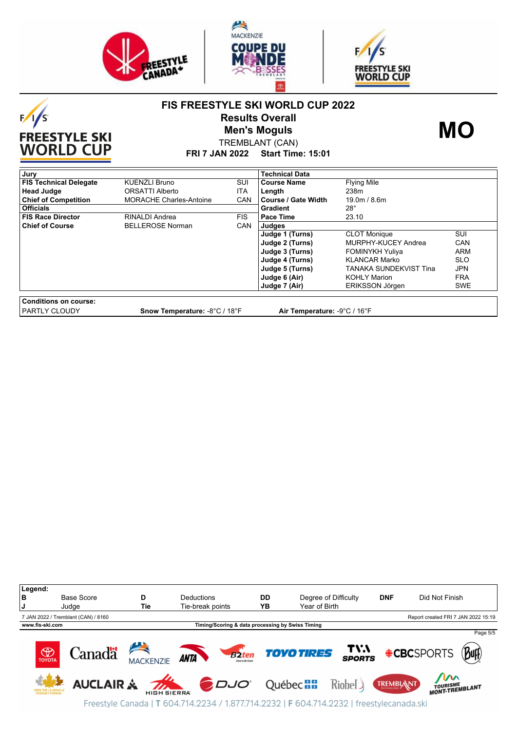# FIS FREESTYLE SKI WORLD CUP 2022

## Results Overall

## Men's Moguls

**MO**

TREMBLANT (CAN)

**FRI 7 JAN 2022 Start Time: 15:01**

| Jury | | | Technical Data | | |
|---|---|---|---|---|---|
| **FIS Technical Delegate** | KUENZLI Bruno | SUI | **Course Name** | Flying Mile | |
| **Head Judge** | ORSATTI Alberto | ITA | **Length** | 238m | |
| **Chief of Competition** | MORACHE Charles-Antoine | CAN | **Course / Gate Width** | 19.0m / 8.6m | |
| **Officials** | | | **Gradient** | 28° | |
| **FIS Race Director** | RINALDI Andrea | FIS | **Pace Time** | 23.10 | |
| **Chief of Course** | BELLEROSE Norman | CAN | **Judges** | | |
| | | | **Judge 1 (Turns)** | CLOT Monique | SUI |
| | | | **Judge 2 (Turns)** | MURPHY-KUCEY Andrea | CAN |
| | | | **Judge 3 (Turns)** | FOMINYKH Yuliya | ARM |
| | | | **Judge 4 (Turns)** | KLANCAR Marko | SLO |
| | | | **Judge 5 (Turns)** | TANAKA SUNDEKVIST Tina | JPN |
| | | | **Judge 6 (Air)** | KOHLY Marion | FRA |
| | | | **Judge 7 (Air)** | ERIKSSON Jörgen | SWE |

**Conditions on course:**
PARTLY CLOUDY **Snow Temperature:** -8°C / 18°F **Air Temperature:** -9°C / 16°F

| Legend: | | | | | | | |
|---|---|---|---|---|---|---|---|
| **B** | Base Score | **D** | Deductions | **DD** | Degree of Difficulty | **DNF** | Did Not Finish |
| **J** | Judge | **Tie** | Tie-break points | **YB** | Year of Birth | | |

7 JAN 2022 / Tremblant (CAN) / 8160 — Report created FRI 7 JAN 2022 15:19

www.fis-ski.com — Timing/Scoring & data processing by Swiss Timing

Freestyle Canada | T 604.714.2234 / 1.877.714.2232 | F 604.714.2232 | freestylecanada.ski